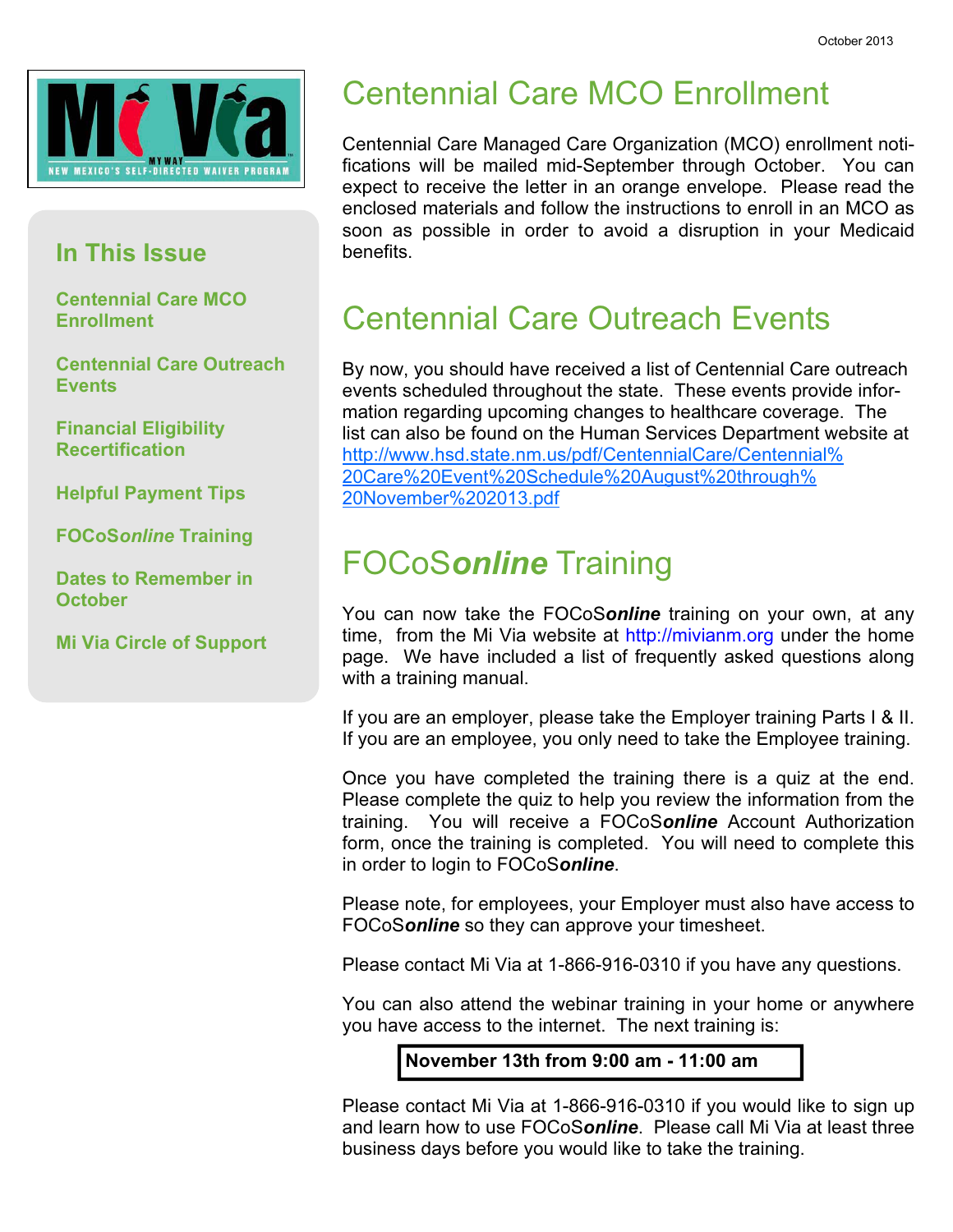October 2013

Mi Via — MY WAY — NEW MEXICO'S SELF-DIRECTED WAIVER PROGRAM

## In This Issue

- Centennial Care MCO Enrollment
- Centennial Care Outreach Events
- Financial Eligibility Recertification
- Helpful Payment Tips
- FOCoS*online* Training
- Dates to Remember in October
- Mi Via Circle of Support

# Centennial Care MCO Enrollment

Centennial Care Managed Care Organization (MCO) enrollment notifications will be mailed mid-September through October. You can expect to receive the letter in an orange envelope. Please read the enclosed materials and follow the instructions to enroll in an MCO as soon as possible in order to avoid a disruption in your Medicaid benefits.

# Centennial Care Outreach Events

By now, you should have received a list of Centennial Care outreach events scheduled throughout the state. These events provide information regarding upcoming changes to healthcare coverage. The list can also be found on the Human Services Department website at http://www.hsd.state.nm.us/pdf/CentennialCare/Centennial%20Care%20Event%20Schedule%20August%20through%20November%202013.pdf

# FOCoS***online*** Training

You can now take the FOCoS***online*** training on your own, at any time, from the Mi Via website at http://mivianm.org under the home page. We have included a list of frequently asked questions along with a training manual.

If you are an employer, please take the Employer training Parts I & II. If you are an employee, you only need to take the Employee training.

Once you have completed the training there is a quiz at the end. Please complete the quiz to help you review the information from the training. You will receive a FOCoS***online*** Account Authorization form, once the training is completed. You will need to complete this in order to login to FOCoS***online***.

Please note, for employees, your Employer must also have access to FOCoS***online*** so they can approve your timesheet.

Please contact Mi Via at 1-866-916-0310 if you have any questions.

You can also attend the webinar training in your home or anywhere you have access to the internet. The next training is:

**November 13th from 9:00 am - 11:00 am**

Please contact Mi Via at 1-866-916-0310 if you would like to sign up and learn how to use FOCoS***online***. Please call Mi Via at least three business days before you would like to take the training.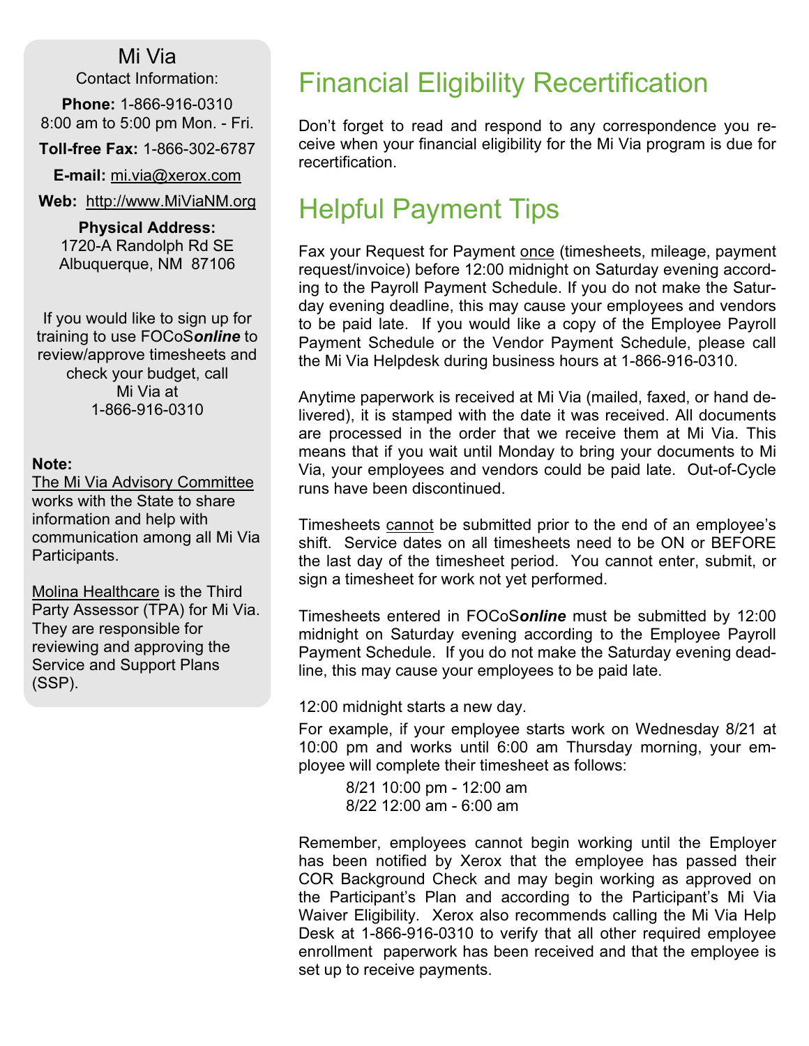## Mi Via

Contact Information:

**Phone:** 1-866-916-0310
8:00 am to 5:00 pm Mon. - Fri.

**Toll-free Fax:** 1-866-302-6787

**E-mail:** mi.via@xerox.com

**Web:** http://www.MiViaNM.org

**Physical Address:**
1720-A Randolph Rd SE
Albuquerque, NM 87106

If you would like to sign up for training to use FOCoS***online*** to review/approve timesheets and check your budget, call Mi Via at 1-866-916-0310

**Note:**
The Mi Via Advisory Committee works with the State to share information and help with communication among all Mi Via Participants.

Molina Healthcare is the Third Party Assessor (TPA) for Mi Via. They are responsible for reviewing and approving the Service and Support Plans (SSP).

# Financial Eligibility Recertification

Don't forget to read and respond to any correspondence you receive when your financial eligibility for the Mi Via program is due for recertification.

# Helpful Payment Tips

Fax your Request for Payment once (timesheets, mileage, payment request/invoice) before 12:00 midnight on Saturday evening according to the Payroll Payment Schedule. If you do not make the Saturday evening deadline, this may cause your employees and vendors to be paid late. If you would like a copy of the Employee Payroll Payment Schedule or the Vendor Payment Schedule, please call the Mi Via Helpdesk during business hours at 1-866-916-0310.

Anytime paperwork is received at Mi Via (mailed, faxed, or hand delivered), it is stamped with the date it was received. All documents are processed in the order that we receive them at Mi Via. This means that if you wait until Monday to bring your documents to Mi Via, your employees and vendors could be paid late. Out-of-Cycle runs have been discontinued.

Timesheets cannot be submitted prior to the end of an employee's shift. Service dates on all timesheets need to be ON or BEFORE the last day of the timesheet period. You cannot enter, submit, or sign a timesheet for work not yet performed.

Timesheets entered in FOCoS***online*** must be submitted by 12:00 midnight on Saturday evening according to the Employee Payroll Payment Schedule. If you do not make the Saturday evening deadline, this may cause your employees to be paid late.

12:00 midnight starts a new day.

For example, if your employee starts work on Wednesday 8/21 at 10:00 pm and works until 6:00 am Thursday morning, your employee will complete their timesheet as follows:

8/21 10:00 pm - 12:00 am
8/22 12:00 am - 6:00 am

Remember, employees cannot begin working until the Employer has been notified by Xerox that the employee has passed their COR Background Check and may begin working as approved on the Participant's Plan and according to the Participant's Mi Via Waiver Eligibility. Xerox also recommends calling the Mi Via Help Desk at 1-866-916-0310 to verify that all other required employee enrollment paperwork has been received and that the employee is set up to receive payments.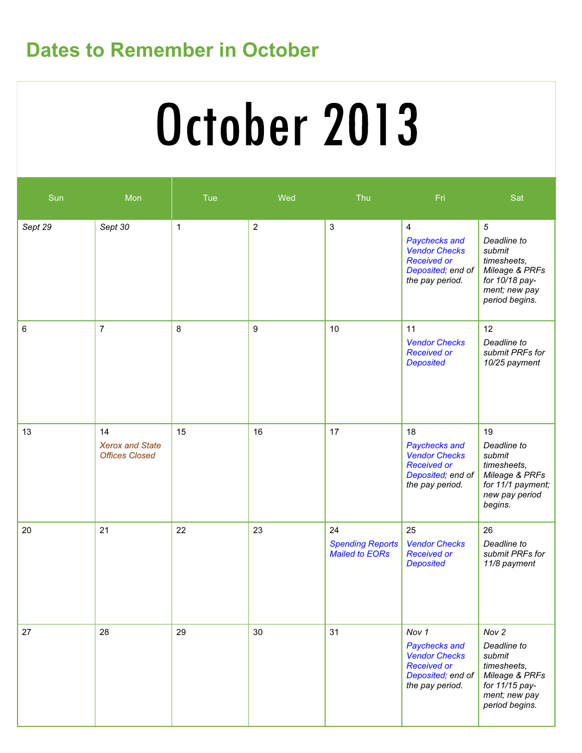## Dates to Remember in October

# October 2013

| Sun | Mon | Tue | Wed | Thu | Fri | Sat |
|---|---|---|---|---|---|---|
| *Sept 29* | *Sept 30* | 1 | 2 | 3 | 4 *Paychecks and Vendor Checks Received or Deposited; end of the pay period.* | *5 Deadline to submit timesheets, Mileage & PRFs for 10/18 pay-ment; new pay period begins.* |
| 6 | 7 | 8 | 9 | 10 | 11 *Vendor Checks Received or Deposited* | 12 *Deadline to submit PRFs for 10/25 payment* |
| 13 | 14 *Xerox and State Offices Closed* | 15 | 16 | 17 | 18 *Paychecks and Vendor Checks Received or Deposited; end of the pay period.* | 19 *Deadline to submit timesheets, Mileage & PRFs for 11/1 payment; new pay period begins.* |
| 20 | 21 | 22 | 23 | 24 *Spending Reports Mailed to EORs* | 25 *Vendor Checks Received or Deposited* | 26 *Deadline to submit PRFs for 11/8 payment* |
| 27 | 28 | 29 | 30 | 31 | *Nov 1 Paychecks and Vendor Checks Received or Deposited; end of the pay period.* | *Nov 2 Deadline to submit timesheets, Mileage & PRFs for 11/15 pay-ment; new pay period begins.* |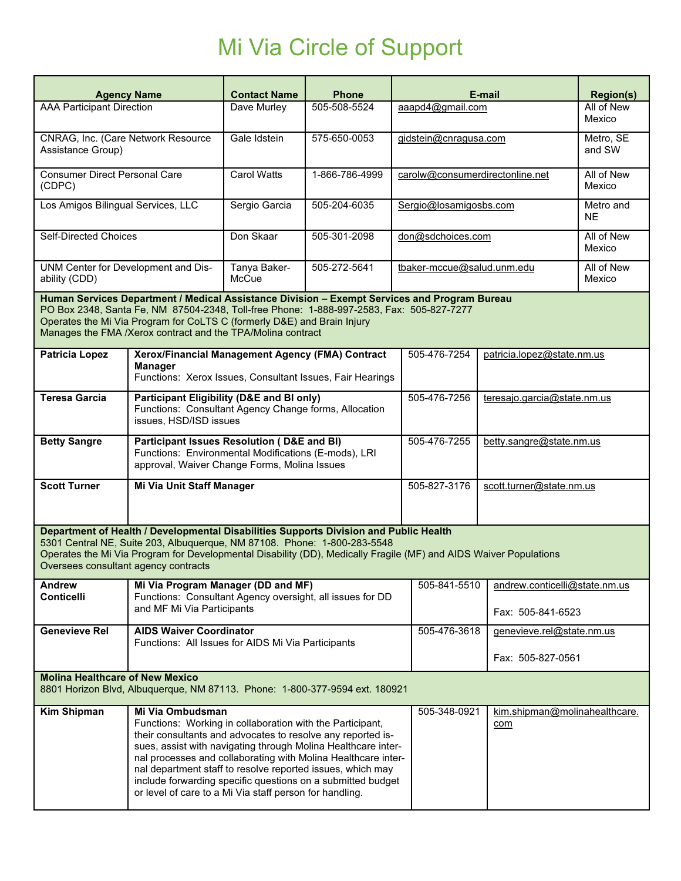# Mi Via Circle of Support

| Agency Name | Contact Name | Phone | E-mail | Region(s) |
|---|---|---|---|---|
| AAA Participant Direction | Dave Murley | 505-508-5524 | aaapd4@gmail.com | All of New Mexico |
| CNRAG, Inc. (Care Network Resource Assistance Group) | Gale Idstein | 575-650-0053 | gidstein@cnragusa.com | Metro, SE and SW |
| Consumer Direct Personal Care (CDPC) | Carol Watts | 1-866-786-4999 | carolw@consumerdirectonline.net | All of New Mexico |
| Los Amigos Bilingual Services, LLC | Sergio Garcia | 505-204-6035 | Sergio@losamigosbs.com | Metro and NE |
| Self-Directed Choices | Don Skaar | 505-301-2098 | don@sdchoices.com | All of New Mexico |
| UNM Center for Development and Disability (CDD) | Tanya Baker-McCue | 505-272-5641 | tbaker-mccue@salud.unm.edu | All of New Mexico |

**Human Services Department / Medical Assistance Division – Exempt Services and Program Bureau**
PO Box 2348, Santa Fe, NM 87504-2348, Toll-free Phone: 1-888-997-2583, Fax: 505-827-7277
Operates the Mi Via Program for CoLTS C (formerly D&E) and Brain Injury
Manages the FMA /Xerox contract and the TPA/Molina contract

| | | | |
|---|---|---|---|
| **Patricia Lopez** | **Xerox/Financial Management Agency (FMA) Contract Manager**<br>Functions: Xerox Issues, Consultant Issues, Fair Hearings | 505-476-7254 | patricia.lopez@state.nm.us |
| **Teresa Garcia** | **Participant Eligibility (D&E and BI only)**<br>Functions: Consultant Agency Change forms, Allocation issues, HSD/ISD issues | 505-476-7256 | teresajo.garcia@state.nm.us |
| **Betty Sangre** | **Participant Issues Resolution ( D&E and BI)**<br>Functions: Environmental Modifications (E-mods), LRI approval, Waiver Change Forms, Molina Issues | 505-476-7255 | betty.sangre@state.nm.us |
| **Scott Turner** | **Mi Via Unit Staff Manager** | 505-827-3176 | scott.turner@state.nm.us |

**Department of Health / Developmental Disabilities Supports Division and Public Health**
5301 Central NE, Suite 203, Albuquerque, NM 87108. Phone: 1-800-283-5548
Operates the Mi Via Program for Developmental Disability (DD), Medically Fragile (MF) and AIDS Waiver Populations
Oversees consultant agency contracts

| | | | |
|---|---|---|---|
| **Andrew Conticelli** | **Mi Via Program Manager (DD and MF)**<br>Functions: Consultant Agency oversight, all issues for DD and MF Mi Via Participants | 505-841-5510 | andrew.conticelli@state.nm.us<br><br>Fax: 505-841-6523 |
| **Genevieve Rel** | **AIDS Waiver Coordinator**<br>Functions: All Issues for AIDS Mi Via Participants | 505-476-3618 | genevieve.rel@state.nm.us<br><br>Fax: 505-827-0561 |

**Molina Healthcare of New Mexico**
8801 Horizon Blvd, Albuquerque, NM 87113. Phone: 1-800-377-9594 ext. 180921

| | | | |
|---|---|---|---|
| **Kim Shipman** | **Mi Via Ombudsman**<br>Functions: Working in collaboration with the Participant, their consultants and advocates to resolve any reported issues, assist with navigating through Molina Healthcare internal processes and collaborating with Molina Healthcare internal department staff to resolve reported issues, which may include forwarding specific questions on a submitted budget or level of care to a Mi Via staff person for handling. | 505-348-0921 | kim.shipman@molinahealthcare.com |